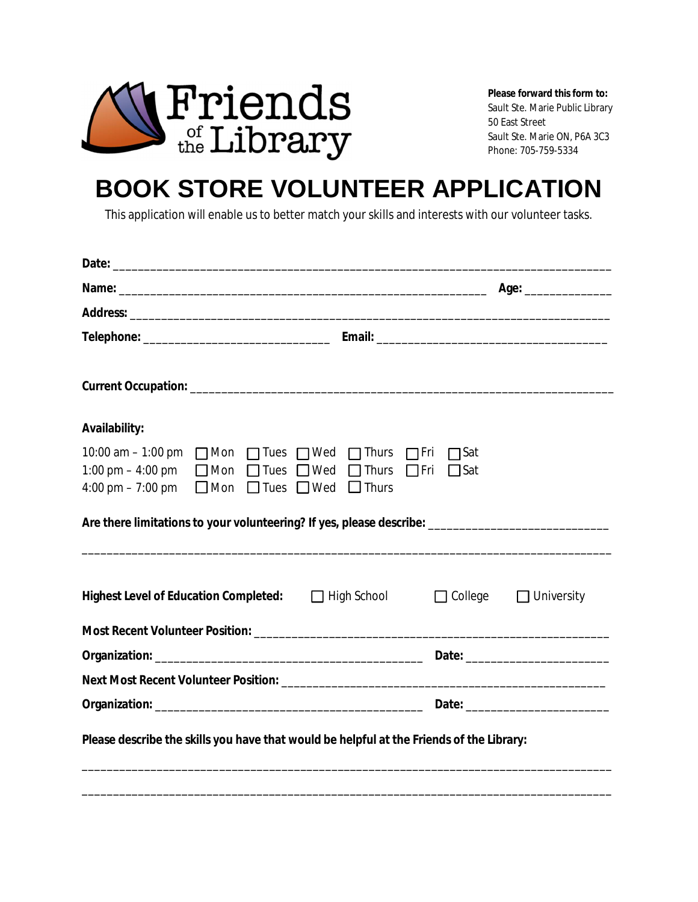Friends of the Library

**Please forward this form to:**
Sault Ste. Marie Public Library
50 East Street
Sault Ste. Marie ON, P6A 3C3
Phone: 705-759-5334

# BOOK STORE VOLUNTEER APPLICATION

This application will enable us to better match your skills and interests with our volunteer tasks.

**Date:** ______________________________________________________________________________

**Name:** ___________________________________________________________ **Age:** _____________

**Address:** ___________________________________________________________________________

**Telephone:** _____________________________ **Email:** ___________________________________

**Current Occupation:** __________________________________________________________________

**Availability:**

10:00 am – 1:00 pm ☐ Mon ☐ Tues ☐ Wed ☐ Thurs ☐ Fri ☐ Sat
1:00 pm – 4:00 pm ☐ Mon ☐ Tues ☐ Wed ☐ Thurs ☐ Fri ☐ Sat
4:00 pm – 7:00 pm ☐ Mon ☐ Tues ☐ Wed ☐ Thurs

**Are there limitations to your volunteering? If yes, please describe:** ___________________________

______________________________________________________________________________________

**Highest Level of Education Completed:** ☐ High School ☐ College ☐ University

**Most Recent Volunteer Position:** _______________________________________________________

**Organization:** ______________________________________ **Date:** ____________________

**Next Most Recent Volunteer Position:** ___________________________________________________

**Organization:** ______________________________________ **Date:** ____________________

**Please describe the skills you have that would be helpful at the Friends of the Library:**

______________________________________________________________________________________

______________________________________________________________________________________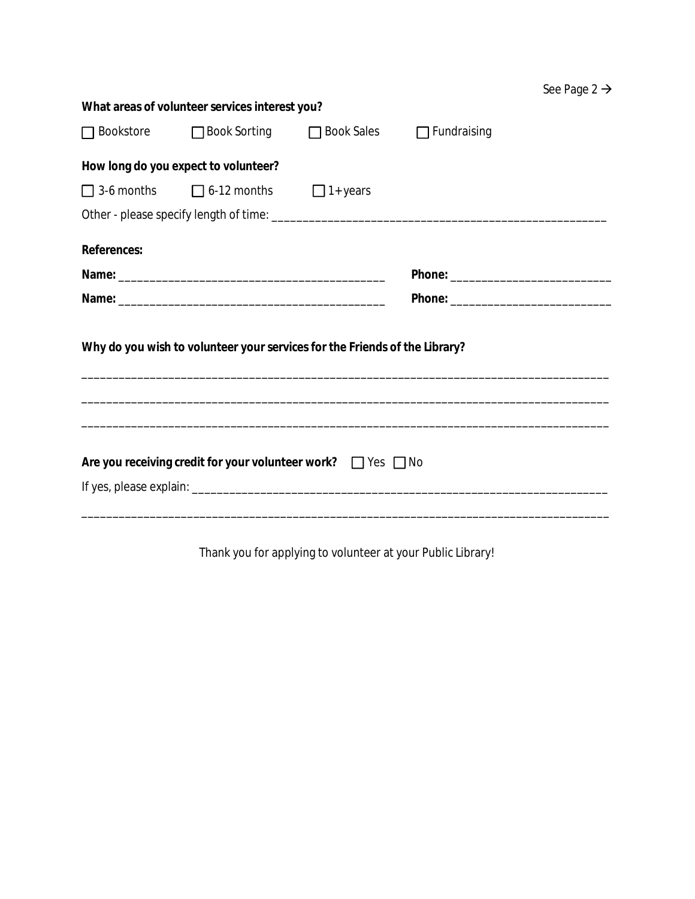See Page 2 →

**What areas of volunteer services interest you?**

☐ Bookstore ☐ Book Sorting ☐ Book Sales ☐ Fundraising

**How long do you expect to volunteer?**

☐ 3-6 months ☐ 6-12 months ☐ 1+years

Other - please specify length of time: ________________________________________________________

**References:**

**Name:** ____________________________________________ **Phone:** __________________________

**Name:** ____________________________________________ **Phone:** __________________________

**Why do you wish to volunteer your services for the Friends of the Library?**

______________________________________________________________________________________

______________________________________________________________________________________

______________________________________________________________________________________

**Are you receiving credit for your volunteer work?** ☐ Yes ☐ No

If yes, please explain: ___________________________________________________________________

______________________________________________________________________________________

Thank you for applying to volunteer at your Public Library!